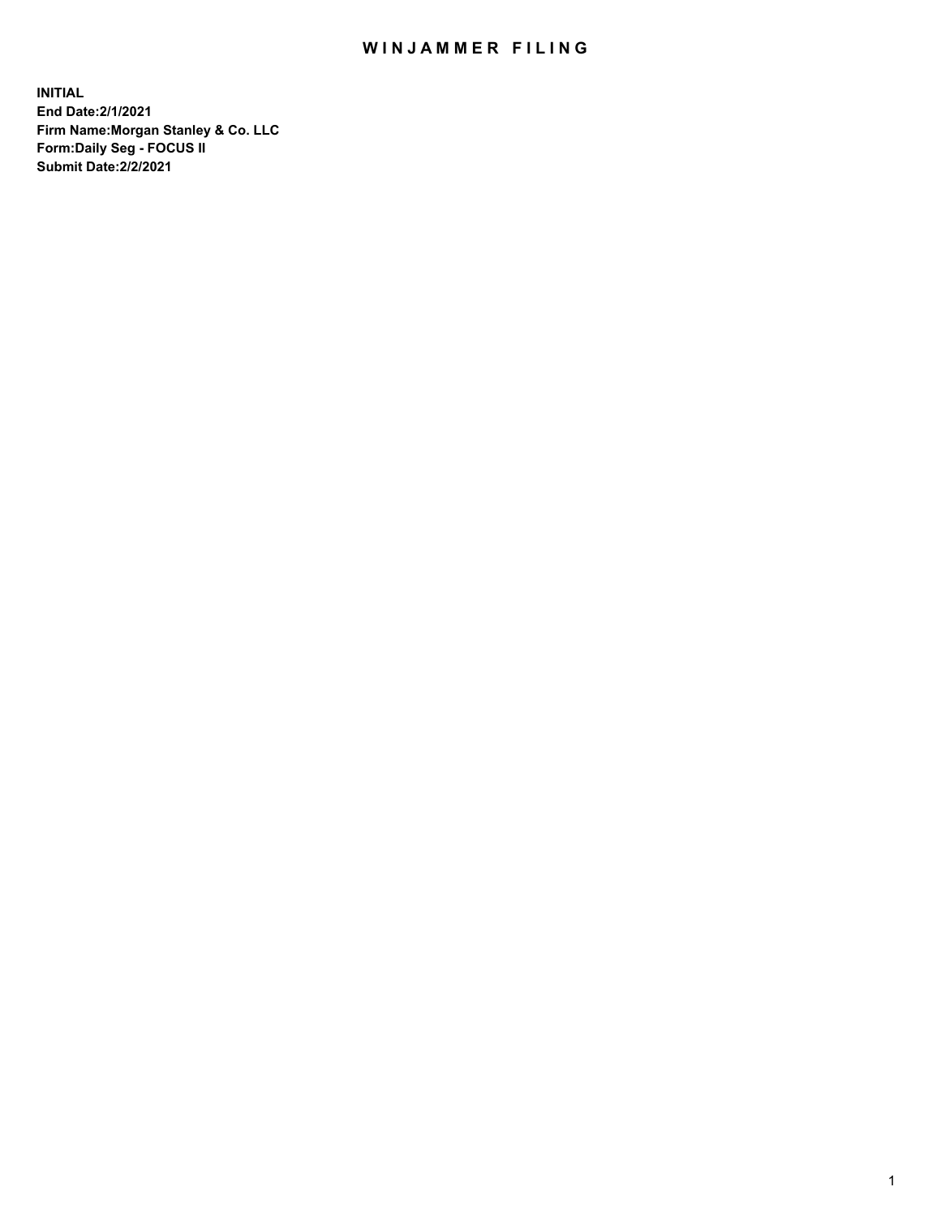# WINJAMMER FILING

**INITIAL**
**End Date:2/1/2021**
**Firm Name:Morgan Stanley & Co. LLC**
**Form:Daily Seg - FOCUS II**
**Submit Date:2/2/2021**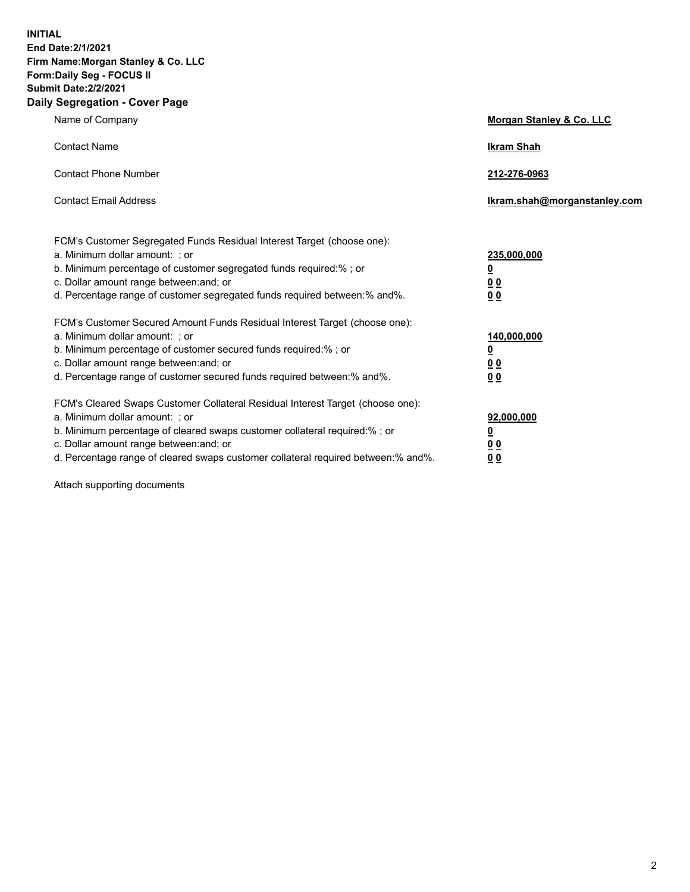**INITIAL**
**End Date:2/1/2021**
**Firm Name:Morgan Stanley & Co. LLC**
**Form:Daily Seg - FOCUS II**
**Submit Date:2/2/2021**
**Daily Segregation - Cover Page**

| | |
|---|---|
| Name of Company | **Morgan Stanley & Co. LLC** |
| Contact Name | **Ikram Shah** |
| Contact Phone Number | **212-276-0963** |
| Contact Email Address | **Ikram.shah@morganstanley.com** |

| | |
|---|---|
| FCM's Customer Segregated Funds Residual Interest Target (choose one): | |
| a. Minimum dollar amount: ; or | **235,000,000** |
| b. Minimum percentage of customer segregated funds required:% ; or | **0** |
| c. Dollar amount range between:and; or | **0 0** |
| d. Percentage range of customer segregated funds required between:% and%. | **0 0** |
| FCM's Customer Secured Amount Funds Residual Interest Target (choose one): | |
| a. Minimum dollar amount: ; or | **140,000,000** |
| b. Minimum percentage of customer secured funds required:% ; or | **0** |
| c. Dollar amount range between:and; or | **0 0** |
| d. Percentage range of customer secured funds required between:% and%. | **0 0** |
| FCM's Cleared Swaps Customer Collateral Residual Interest Target (choose one): | |
| a. Minimum dollar amount: ; or | **92,000,000** |
| b. Minimum percentage of cleared swaps customer collateral required:% ; or | **0** |
| c. Dollar amount range between:and; or | **0 0** |
| d. Percentage range of cleared swaps customer collateral required between:% and%. | **0 0** |

Attach supporting documents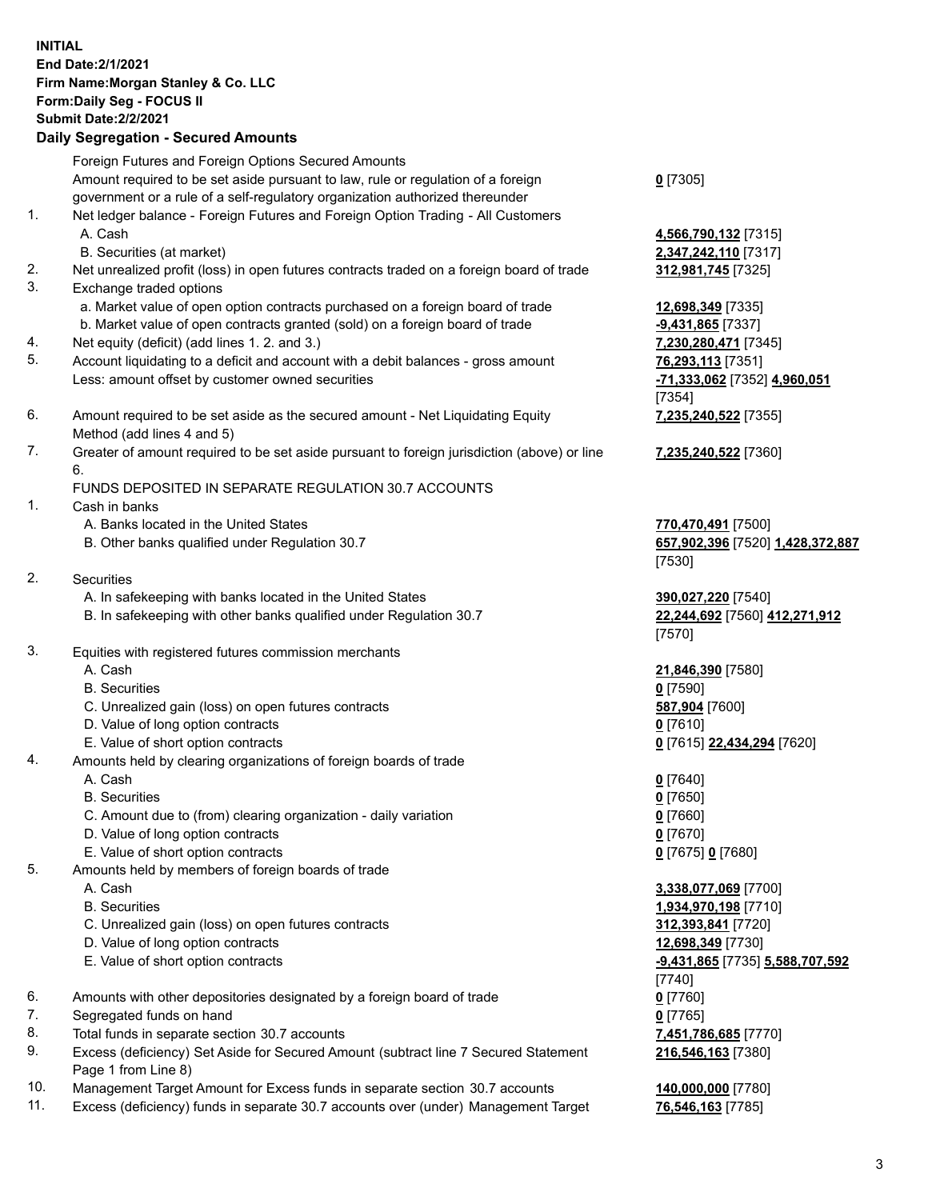**INITIAL**
**End Date:2/1/2021**
**Firm Name:Morgan Stanley & Co. LLC**
**Form:Daily Seg - FOCUS II**
**Submit Date:2/2/2021**

**Daily Segregation - Secured Amounts**

| | | |
|---|---|---|
| | Foreign Futures and Foreign Options Secured Amounts | |
| | Amount required to be set aside pursuant to law, rule or regulation of a foreign government or a rule of a self-regulatory organization authorized thereunder | **0** [7305] |
| 1. | Net ledger balance - Foreign Futures and Foreign Option Trading - All Customers | |
| | A. Cash | **4,566,790,132** [7315] |
| | B. Securities (at market) | **2,347,242,110** [7317] |
| 2. | Net unrealized profit (loss) in open futures contracts traded on a foreign board of trade | **312,981,745** [7325] |
| 3. | Exchange traded options | |
| | a. Market value of open option contracts purchased on a foreign board of trade | **12,698,349** [7335] |
| | b. Market value of open contracts granted (sold) on a foreign board of trade | **-9,431,865** [7337] |
| 4. | Net equity (deficit) (add lines 1. 2. and 3.) | **7,230,280,471** [7345] |
| 5. | Account liquidating to a deficit and account with a debit balances - gross amount | **76,293,113** [7351] |
| | Less: amount offset by customer owned securities | **-71,333,062** [7352] **4,960,051** [7354] |
| 6. | Amount required to be set aside as the secured amount - Net Liquidating Equity Method (add lines 4 and 5) | **7,235,240,522** [7355] |
| 7. | Greater of amount required to be set aside pursuant to foreign jurisdiction (above) or line 6. | **7,235,240,522** [7360] |
| | FUNDS DEPOSITED IN SEPARATE REGULATION 30.7 ACCOUNTS | |
| 1. | Cash in banks | |
| | A. Banks located in the United States | **770,470,491** [7500] |
| | B. Other banks qualified under Regulation 30.7 | **657,902,396** [7520] **1,428,372,887** [7530] |
| 2. | Securities | |
| | A. In safekeeping with banks located in the United States | **390,027,220** [7540] |
| | B. In safekeeping with other banks qualified under Regulation 30.7 | **22,244,692** [7560] **412,271,912** [7570] |
| 3. | Equities with registered futures commission merchants | |
| | A. Cash | **21,846,390** [7580] |
| | B. Securities | **0** [7590] |
| | C. Unrealized gain (loss) on open futures contracts | **587,904** [7600] |
| | D. Value of long option contracts | **0** [7610] |
| | E. Value of short option contracts | **0** [7615] **22,434,294** [7620] |
| 4. | Amounts held by clearing organizations of foreign boards of trade | |
| | A. Cash | **0** [7640] |
| | B. Securities | **0** [7650] |
| | C. Amount due to (from) clearing organization - daily variation | **0** [7660] |
| | D. Value of long option contracts | **0** [7670] |
| | E. Value of short option contracts | **0** [7675] **0** [7680] |
| 5. | Amounts held by members of foreign boards of trade | |
| | A. Cash | **3,338,077,069** [7700] |
| | B. Securities | **1,934,970,198** [7710] |
| | C. Unrealized gain (loss) on open futures contracts | **312,393,841** [7720] |
| | D. Value of long option contracts | **12,698,349** [7730] |
| | E. Value of short option contracts | **-9,431,865** [7735] **5,588,707,592** [7740] |
| 6. | Amounts with other depositories designated by a foreign board of trade | **0** [7760] |
| 7. | Segregated funds on hand | **0** [7765] |
| 8. | Total funds in separate section 30.7 accounts | **7,451,786,685** [7770] |
| 9. | Excess (deficiency) Set Aside for Secured Amount (subtract line 7 Secured Statement Page 1 from Line 8) | **216,546,163** [7380] |
| 10. | Management Target Amount for Excess funds in separate section 30.7 accounts | **140,000,000** [7780] |
| 11. | Excess (deficiency) funds in separate 30.7 accounts over (under) Management Target | **76,546,163** [7785] |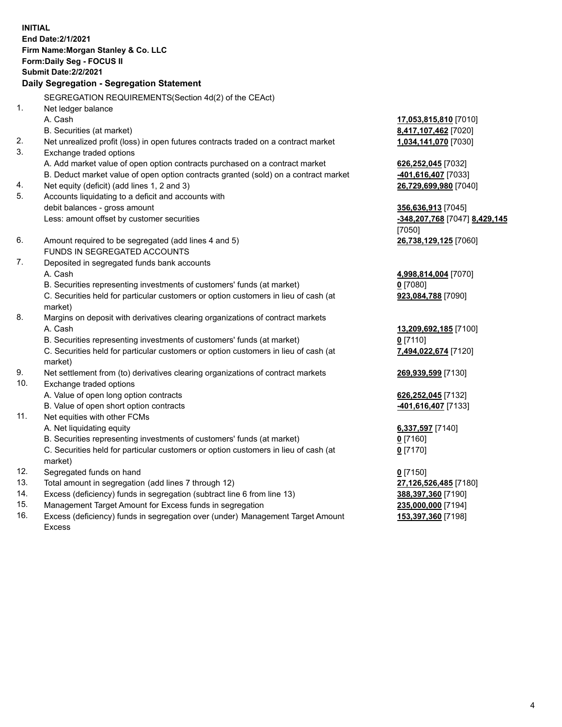**INITIAL**
**End Date:2/1/2021**
**Firm Name:Morgan Stanley & Co. LLC**
**Form:Daily Seg - FOCUS II**
**Submit Date:2/2/2021**

**Daily Segregation - Segregation Statement**

SEGREGATION REQUIREMENTS(Section 4d(2) of the CEAct)

| | | |
|---|---|---|
| 1. | Net ledger balance | |
| | A. Cash | **17,053,815,810** [7010] |
| | B. Securities (at market) | **8,417,107,462** [7020] |
| 2. | Net unrealized profit (loss) in open futures contracts traded on a contract market | **1,034,141,070** [7030] |
| 3. | Exchange traded options | |
| | A. Add market value of open option contracts purchased on a contract market | **626,252,045** [7032] |
| | B. Deduct market value of open option contracts granted (sold) on a contract market | **-401,616,407** [7033] |
| 4. | Net equity (deficit) (add lines 1, 2 and 3) | **26,729,699,980** [7040] |
| 5. | Accounts liquidating to a deficit and accounts with debit balances - gross amount | **356,636,913** [7045] |
| | Less: amount offset by customer securities | **-348,207,768** [7047] **8,429,145** [7050] |
| 6. | Amount required to be segregated (add lines 4 and 5) | **26,738,129,125** [7060] |
| | FUNDS IN SEGREGATED ACCOUNTS | |
| 7. | Deposited in segregated funds bank accounts | |
| | A. Cash | **4,998,814,004** [7070] |
| | B. Securities representing investments of customers' funds (at market) | **0** [7080] |
| | C. Securities held for particular customers or option customers in lieu of cash (at market) | **923,084,788** [7090] |
| 8. | Margins on deposit with derivatives clearing organizations of contract markets | |
| | A. Cash | **13,209,692,185** [7100] |
| | B. Securities representing investments of customers' funds (at market) | **0** [7110] |
| | C. Securities held for particular customers or option customers in lieu of cash (at market) | **7,494,022,674** [7120] |
| 9. | Net settlement from (to) derivatives clearing organizations of contract markets | **269,939,599** [7130] |
| 10. | Exchange traded options | |
| | A. Value of open long option contracts | **626,252,045** [7132] |
| | B. Value of open short option contracts | **-401,616,407** [7133] |
| 11. | Net equities with other FCMs | |
| | A. Net liquidating equity | **6,337,597** [7140] |
| | B. Securities representing investments of customers' funds (at market) | **0** [7160] |
| | C. Securities held for particular customers or option customers in lieu of cash (at market) | **0** [7170] |
| 12. | Segregated funds on hand | **0** [7150] |
| 13. | Total amount in segregation (add lines 7 through 12) | **27,126,526,485** [7180] |
| 14. | Excess (deficiency) funds in segregation (subtract line 6 from line 13) | **388,397,360** [7190] |
| 15. | Management Target Amount for Excess funds in segregation | **235,000,000** [7194] |
| 16. | Excess (deficiency) funds in segregation over (under) Management Target Amount Excess | **153,397,360** [7198] |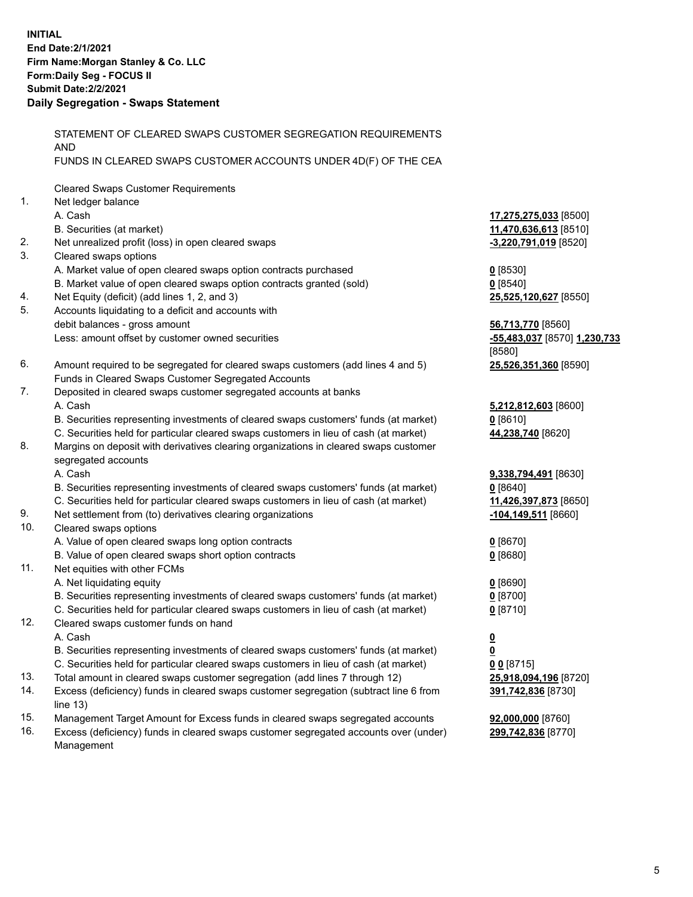**INITIAL**
**End Date:2/1/2021**
**Firm Name:Morgan Stanley & Co. LLC**
**Form:Daily Seg - FOCUS II**
**Submit Date:2/2/2021**
**Daily Segregation - Swaps Statement**

STATEMENT OF CLEARED SWAPS CUSTOMER SEGREGATION REQUIREMENTS AND
FUNDS IN CLEARED SWAPS CUSTOMER ACCOUNTS UNDER 4D(F) OF THE CEA

| | | |
|---|---|---|
| | Cleared Swaps Customer Requirements | |
| 1. | Net ledger balance | |
| | A. Cash | **17,275,275,033** [8500] |
| | B. Securities (at market) | **11,470,636,613** [8510] |
| 2. | Net unrealized profit (loss) in open cleared swaps | **-3,220,791,019** [8520] |
| 3. | Cleared swaps options | |
| | A. Market value of open cleared swaps option contracts purchased | **0** [8530] |
| | B. Market value of open cleared swaps option contracts granted (sold) | **0** [8540] |
| 4. | Net Equity (deficit) (add lines 1, 2, and 3) | **25,525,120,627** [8550] |
| 5. | Accounts liquidating to a deficit and accounts with debit balances - gross amount | **56,713,770** [8560] |
| | Less: amount offset by customer owned securities | **-55,483,037** [8570] **1,230,733** [8580] |
| 6. | Amount required to be segregated for cleared swaps customers (add lines 4 and 5) | **25,526,351,360** [8590] |
| | Funds in Cleared Swaps Customer Segregated Accounts | |
| 7. | Deposited in cleared swaps customer segregated accounts at banks | |
| | A. Cash | **5,212,812,603** [8600] |
| | B. Securities representing investments of cleared swaps customers' funds (at market) | **0** [8610] |
| | C. Securities held for particular cleared swaps customers in lieu of cash (at market) | **44,238,740** [8620] |
| 8. | Margins on deposit with derivatives clearing organizations in cleared swaps customer segregated accounts | |
| | A. Cash | **9,338,794,491** [8630] |
| | B. Securities representing investments of cleared swaps customers' funds (at market) | **0** [8640] |
| | C. Securities held for particular cleared swaps customers in lieu of cash (at market) | **11,426,397,873** [8650] |
| 9. | Net settlement from (to) derivatives clearing organizations | **-104,149,511** [8660] |
| 10. | Cleared swaps options | |
| | A. Value of open cleared swaps long option contracts | **0** [8670] |
| | B. Value of open cleared swaps short option contracts | **0** [8680] |
| 11. | Net equities with other FCMs | |
| | A. Net liquidating equity | **0** [8690] |
| | B. Securities representing investments of cleared swaps customers' funds (at market) | **0** [8700] |
| | C. Securities held for particular cleared swaps customers in lieu of cash (at market) | **0** [8710] |
| 12. | Cleared swaps customer funds on hand | |
| | A. Cash | **0** |
| | B. Securities representing investments of cleared swaps customers' funds (at market) | **0** |
| | C. Securities held for particular cleared swaps customers in lieu of cash (at market) | **0** **0** [8715] |
| 13. | Total amount in cleared swaps customer segregation (add lines 7 through 12) | **25,918,094,196** [8720] |
| 14. | Excess (deficiency) funds in cleared swaps customer segregation (subtract line 6 from line 13) | **391,742,836** [8730] |
| 15. | Management Target Amount for Excess funds in cleared swaps segregated accounts | **92,000,000** [8760] |
| 16. | Excess (deficiency) funds in cleared swaps customer segregated accounts over (under) Management | **299,742,836** [8770] |